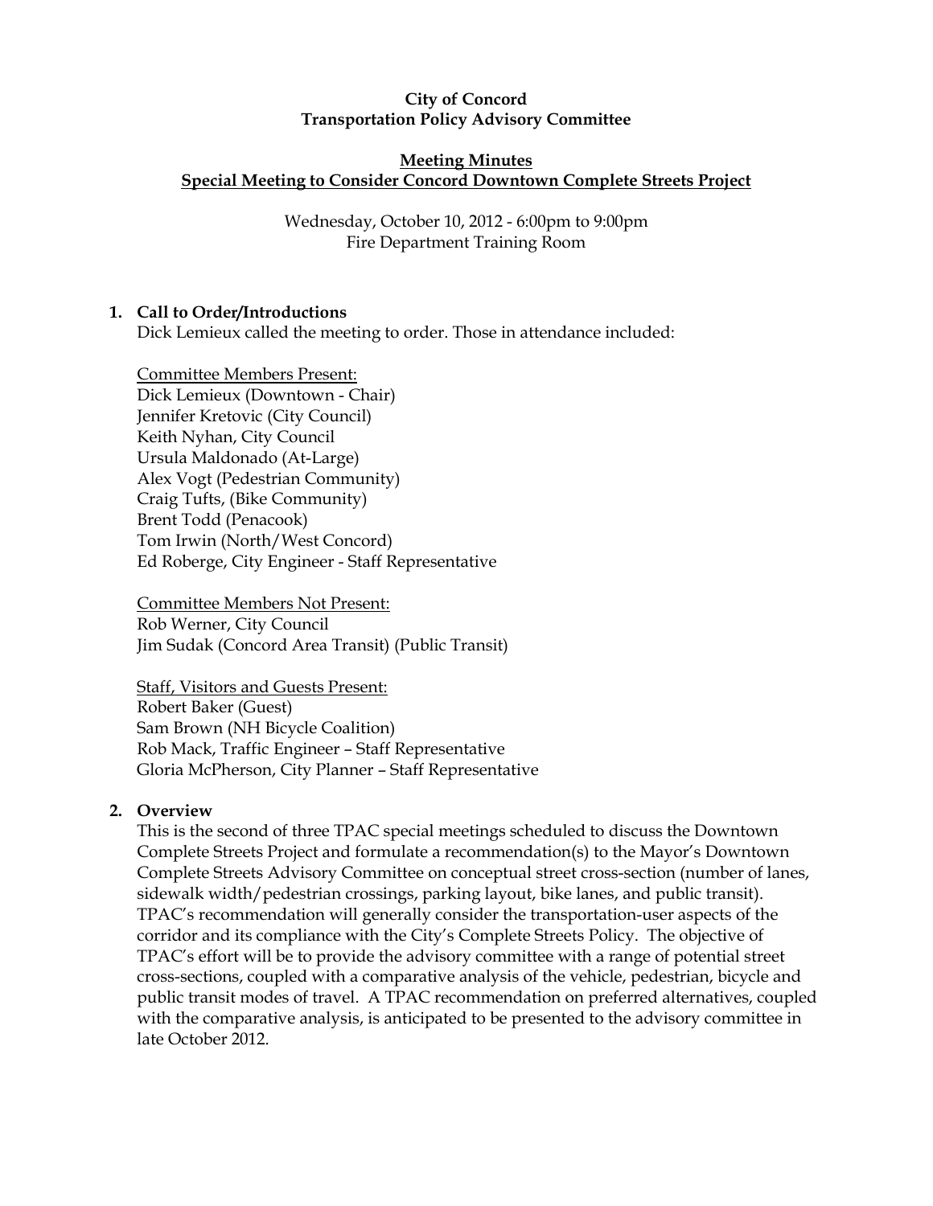**City of Concord**
**Transportation Policy Advisory Committee**

**Meeting Minutes**
**Special Meeting to Consider Concord Downtown Complete Streets Project**

Wednesday, October 10, 2012 - 6:00pm to 9:00pm
Fire Department Training Room

## 1. Call to Order/Introductions

Dick Lemieux called the meeting to order. Those in attendance included:

Committee Members Present:
Dick Lemieux (Downtown - Chair)
Jennifer Kretovic (City Council)
Keith Nyhan, City Council
Ursula Maldonado (At-Large)
Alex Vogt (Pedestrian Community)
Craig Tufts, (Bike Community)
Brent Todd (Penacook)
Tom Irwin (North/West Concord)
Ed Roberge, City Engineer - Staff Representative

Committee Members Not Present:
Rob Werner, City Council
Jim Sudak (Concord Area Transit) (Public Transit)

Staff, Visitors and Guests Present:
Robert Baker (Guest)
Sam Brown (NH Bicycle Coalition)
Rob Mack, Traffic Engineer – Staff Representative
Gloria McPherson, City Planner – Staff Representative

## 2. Overview

This is the second of three TPAC special meetings scheduled to discuss the Downtown Complete Streets Project and formulate a recommendation(s) to the Mayor's Downtown Complete Streets Advisory Committee on conceptual street cross-section (number of lanes, sidewalk width/pedestrian crossings, parking layout, bike lanes, and public transit). TPAC's recommendation will generally consider the transportation-user aspects of the corridor and its compliance with the City's Complete Streets Policy. The objective of TPAC's effort will be to provide the advisory committee with a range of potential street cross-sections, coupled with a comparative analysis of the vehicle, pedestrian, bicycle and public transit modes of travel. A TPAC recommendation on preferred alternatives, coupled with the comparative analysis, is anticipated to be presented to the advisory committee in late October 2012.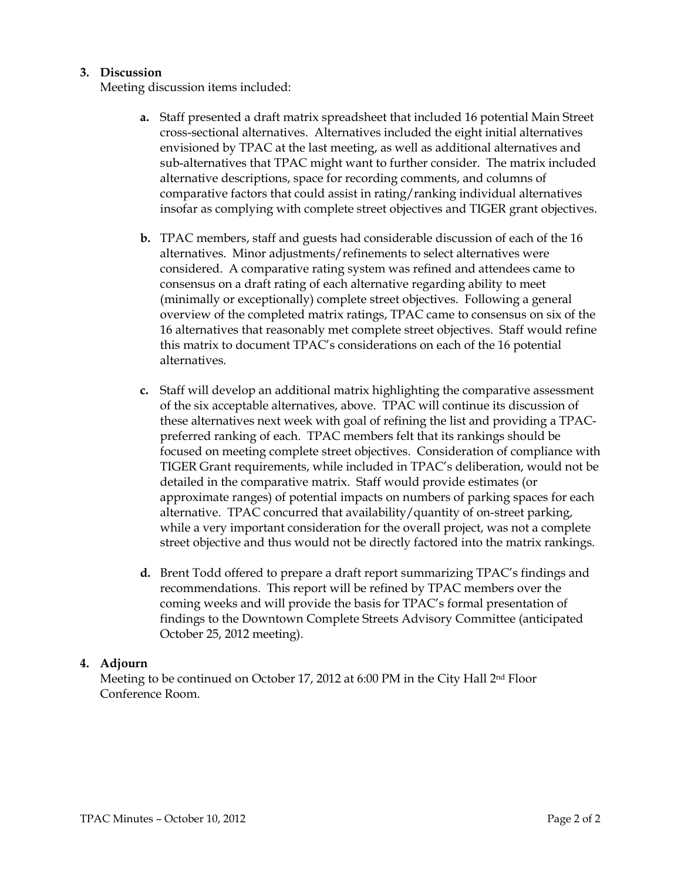3. **Discussion**

Meeting discussion items included:

   **a.** Staff presented a draft matrix spreadsheet that included 16 potential Main Street cross-sectional alternatives. Alternatives included the eight initial alternatives envisioned by TPAC at the last meeting, as well as additional alternatives and sub-alternatives that TPAC might want to further consider. The matrix included alternative descriptions, space for recording comments, and columns of comparative factors that could assist in rating/ranking individual alternatives insofar as complying with complete street objectives and TIGER grant objectives.

   **b.** TPAC members, staff and guests had considerable discussion of each of the 16 alternatives. Minor adjustments/refinements to select alternatives were considered. A comparative rating system was refined and attendees came to consensus on a draft rating of each alternative regarding ability to meet (minimally or exceptionally) complete street objectives. Following a general overview of the completed matrix ratings, TPAC came to consensus on six of the 16 alternatives that reasonably met complete street objectives. Staff would refine this matrix to document TPAC's considerations on each of the 16 potential alternatives.

   **c.** Staff will develop an additional matrix highlighting the comparative assessment of the six acceptable alternatives, above. TPAC will continue its discussion of these alternatives next week with goal of refining the list and providing a TPAC-preferred ranking of each. TPAC members felt that its rankings should be focused on meeting complete street objectives. Consideration of compliance with TIGER Grant requirements, while included in TPAC's deliberation, would not be detailed in the comparative matrix. Staff would provide estimates (or approximate ranges) of potential impacts on numbers of parking spaces for each alternative. TPAC concurred that availability/quantity of on-street parking, while a very important consideration for the overall project, was not a complete street objective and thus would not be directly factored into the matrix rankings.

   **d.** Brent Todd offered to prepare a draft report summarizing TPAC's findings and recommendations. This report will be refined by TPAC members over the coming weeks and will provide the basis for TPAC's formal presentation of findings to the Downtown Complete Streets Advisory Committee (anticipated October 25, 2012 meeting).

4. **Adjourn**

Meeting to be continued on October 17, 2012 at 6:00 PM in the City Hall 2nd Floor Conference Room.